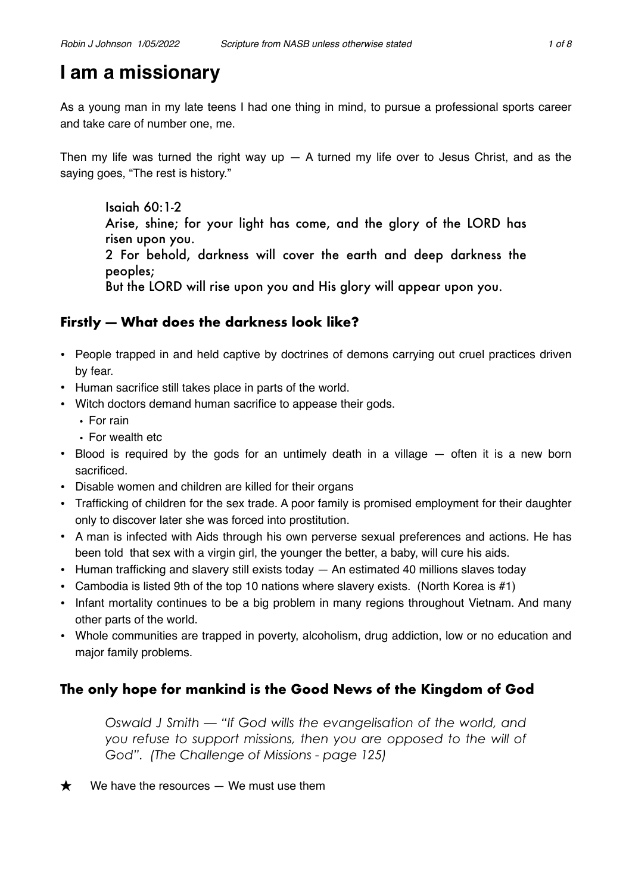# I am a missionary

As a young man in my late teens I had one thing in mind, to pursue a professional sports career and take care of number one, me.

Then my life was turned the right way up — A turned my life over to Jesus Christ, and as the saying goes, "The rest is history."

> Isaiah 60:1-2
> Arise, shine; for your light has come, and the glory of the LORD has risen upon you.
> 2 For behold, darkness will cover the earth and deep darkness the peoples;
> But the LORD will rise upon you and His glory will appear upon you.

## Firstly — What does the darkness look like?

- People trapped in and held captive by doctrines of demons carrying out cruel practices driven by fear.
- Human sacrifice still takes place in parts of the world.
- Witch doctors demand human sacrifice to appease their gods.
  - For rain
  - For wealth etc
- Blood is required by the gods for an untimely death in a village — often it is a new born sacrificed.
- Disable women and children are killed for their organs
- Trafficking of children for the sex trade. A poor family is promised employment for their daughter only to discover later she was forced into prostitution.
- A man is infected with Aids through his own perverse sexual preferences and actions. He has been told that sex with a virgin girl, the younger the better, a baby, will cure his aids.
- Human trafficking and slavery still exists today — An estimated 40 millions slaves today
- Cambodia is listed 9th of the top 10 nations where slavery exists. (North Korea is #1)
- Infant mortality continues to be a big problem in many regions throughout Vietnam. And many other parts of the world.
- Whole communities are trapped in poverty, alcoholism, drug addiction, low or no education and major family problems.

## The only hope for mankind is the Good News of the Kingdom of God

> *Oswald J Smith — "If God wills the evangelisation of the world, and you refuse to support missions, then you are opposed to the will of God". (The Challenge of Missions - page 125)*

★ We have the resources — We must use them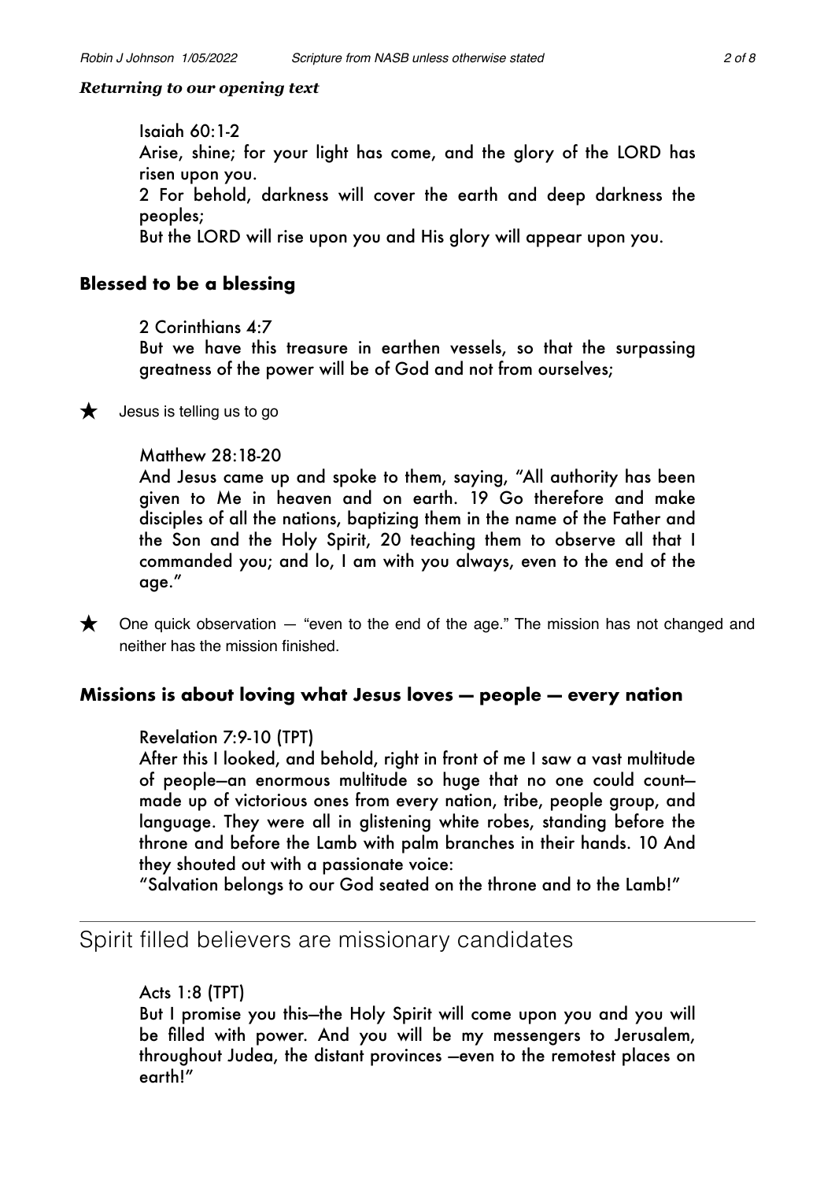***Returning to our opening text***

> Isaiah 60:1-2
> Arise, shine; for your light has come, and the glory of the LORD has risen upon you.
> 2 For behold, darkness will cover the earth and deep darkness the peoples;
> But the LORD will rise upon you and His glory will appear upon you.

## **Blessed to be a blessing**

> 2 Corinthians 4:7
> But we have this treasure in earthen vessels, so that the surpassing greatness of the power will be of God and not from ourselves;

★ Jesus is telling us to go

> Matthew 28:18-20
> And Jesus came up and spoke to them, saying, "All authority has been given to Me in heaven and on earth. 19 Go therefore and make disciples of all the nations, baptizing them in the name of the Father and the Son and the Holy Spirit, 20 teaching them to observe all that I commanded you; and lo, I am with you always, even to the end of the age."

★ One quick observation — "even to the end of the age." The mission has not changed and neither has the mission finished.

## **Missions is about loving what Jesus loves — people — every nation**

> Revelation 7:9-10 (TPT)
> After this I looked, and behold, right in front of me I saw a vast multitude of people—an enormous multitude so huge that no one could count—made up of victorious ones from every nation, tribe, people group, and language. They were all in glistening white robes, standing before the throne and before the Lamb with palm branches in their hands. 10 And they shouted out with a passionate voice:
> "Salvation belongs to our God seated on the throne and to the Lamb!"

---

## Spirit filled believers are missionary candidates

> Acts 1:8 (TPT)
> But I promise you this—the Holy Spirit will come upon you and you will be filled with power. And you will be my messengers to Jerusalem, throughout Judea, the distant provinces —even to the remotest places on earth!"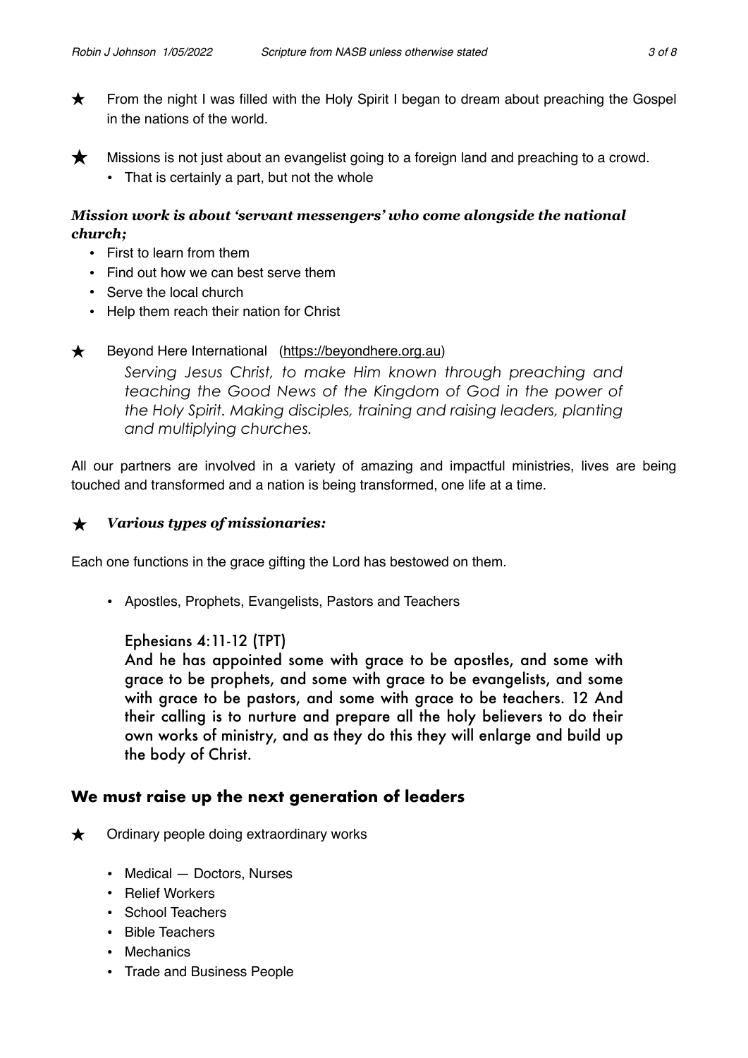★ From the night I was filled with the Holy Spirit I began to dream about preaching the Gospel in the nations of the world.

★ Missions is not just about an evangelist going to a foreign land and preaching to a crowd.
- That is certainly a part, but not the whole

***Mission work is about 'servant messengers' who come alongside the national church;***

- First to learn from them
- Find out how we can best serve them
- Serve the local church
- Help them reach their nation for Christ

★ Beyond Here International (https://beyondhere.org.au)

> *Serving Jesus Christ, to make Him known through preaching and teaching the Good News of the Kingdom of God in the power of the Holy Spirit. Making disciples, training and raising leaders, planting and multiplying churches.*

All our partners are involved in a variety of amazing and impactful ministries, lives are being touched and transformed and a nation is being transformed, one life at a time.

★ ***Various types of missionaries:***

Each one functions in the grace gifting the Lord has bestowed on them.

- Apostles, Prophets, Evangelists, Pastors and Teachers

> Ephesians 4:11-12 (TPT)
> And he has appointed some with grace to be apostles, and some with grace to be prophets, and some with grace to be evangelists, and some with grace to be pastors, and some with grace to be teachers. 12 And their calling is to nurture and prepare all the holy believers to do their own works of ministry, and as they do this they will enlarge and build up the body of Christ.

## We must raise up the next generation of leaders

★ Ordinary people doing extraordinary works

- Medical — Doctors, Nurses
- Relief Workers
- School Teachers
- Bible Teachers
- Mechanics
- Trade and Business People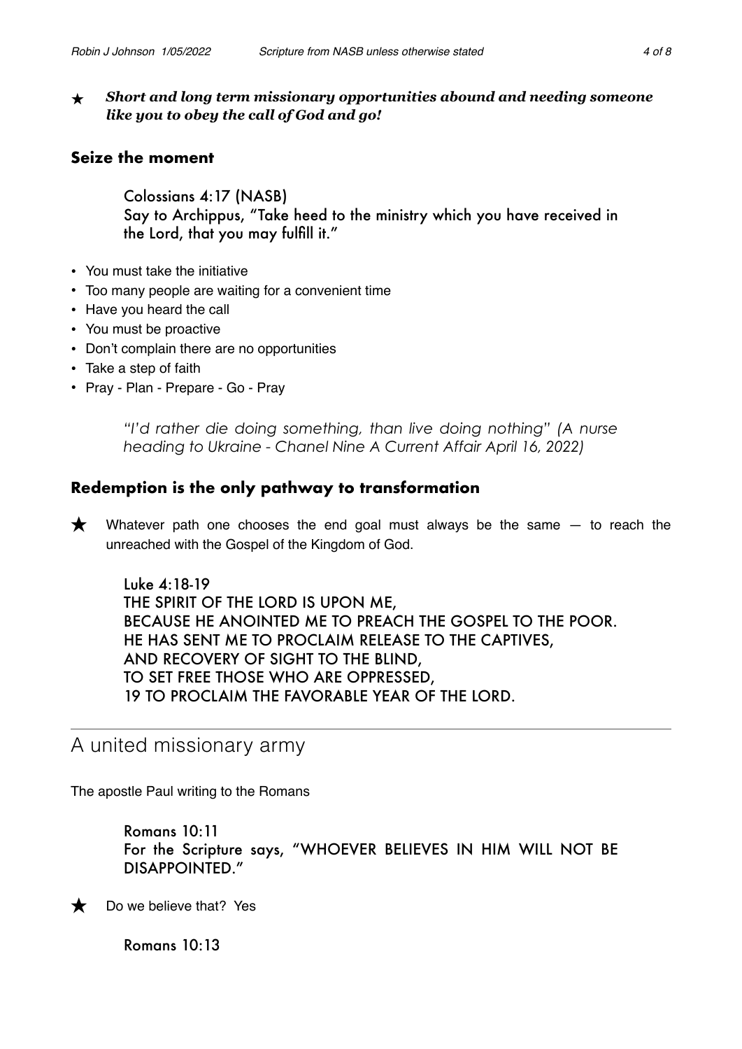★ ***Short and long term missionary opportunities abound and needing someone like you to obey the call of God and go!***

### Seize the moment

> Colossians 4:17 (NASB)
> Say to Archippus, "Take heed to the ministry which you have received in the Lord, that you may fulfill it."

- You must take the initiative
- Too many people are waiting for a convenient time
- Have you heard the call
- You must be proactive
- Don't complain there are no opportunities
- Take a step of faith
- Pray - Plan - Prepare - Go - Pray

> *"I'd rather die doing something, than live doing nothing" (A nurse heading to Ukraine - Chanel Nine A Current Affair April 16, 2022)*

### Redemption is the only pathway to transformation

★ Whatever path one chooses the end goal must always be the same — to reach the unreached with the Gospel of the Kingdom of God.

> Luke 4:18-19
> THE SPIRIT OF THE LORD IS UPON ME,
> BECAUSE HE ANOINTED ME TO PREACH THE GOSPEL TO THE POOR.
> HE HAS SENT ME TO PROCLAIM RELEASE TO THE CAPTIVES,
> AND RECOVERY OF SIGHT TO THE BLIND,
> TO SET FREE THOSE WHO ARE OPPRESSED,
> 19 TO PROCLAIM THE FAVORABLE YEAR OF THE LORD.

---

## A united missionary army

The apostle Paul writing to the Romans

> Romans 10:11
> For the Scripture says, "WHOEVER BELIEVES IN HIM WILL NOT BE DISAPPOINTED."

★ Do we believe that? Yes

> Romans 10:13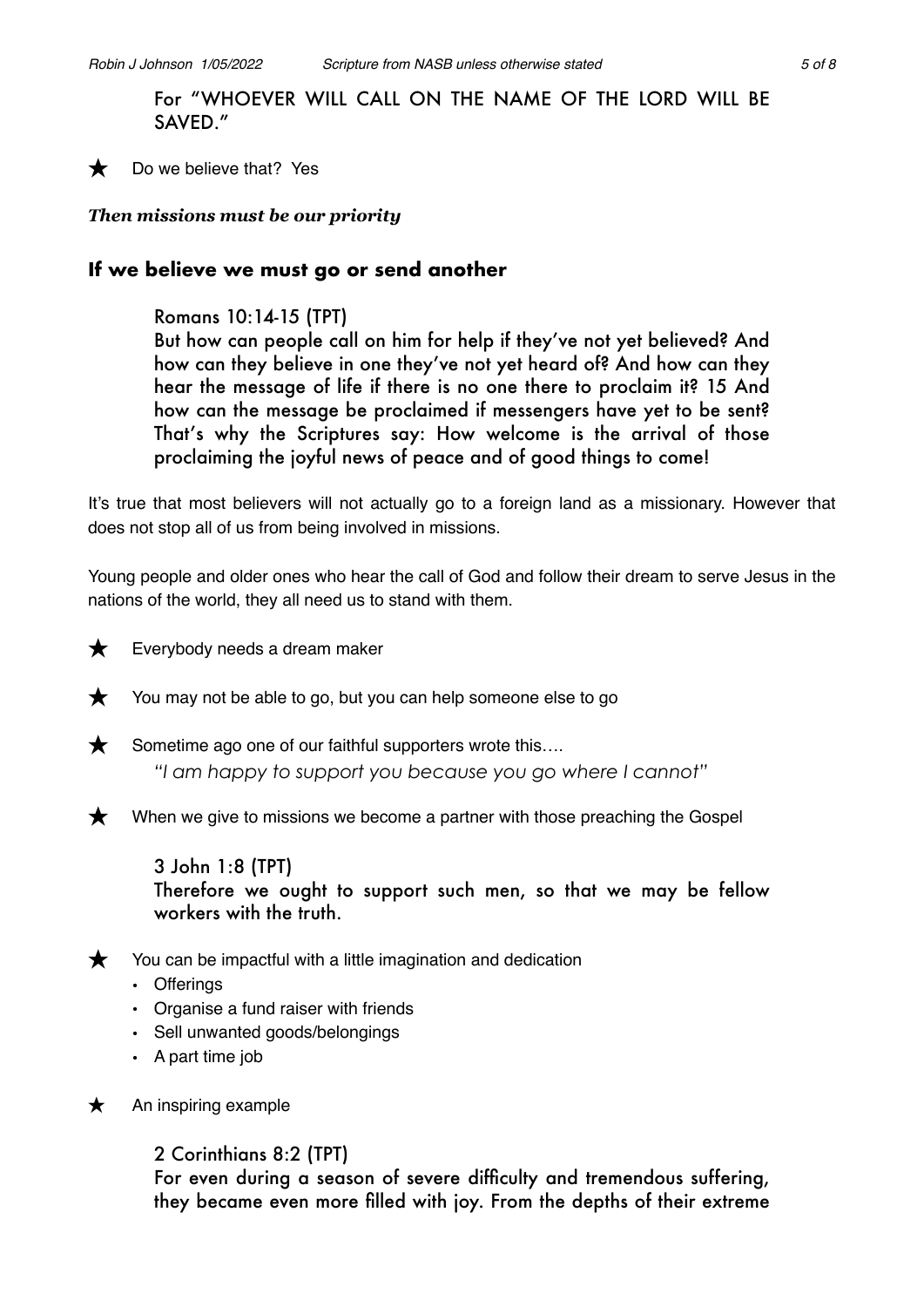For "WHOEVER WILL CALL ON THE NAME OF THE LORD WILL BE SAVED."

★ Do we believe that? Yes

***Then missions must be our priority***

## If we believe we must go or send another

Romans 10:14-15 (TPT)
But how can people call on him for help if they've not yet believed? And how can they believe in one they've not yet heard of? And how can they hear the message of life if there is no one there to proclaim it? 15 And how can the message be proclaimed if messengers have yet to be sent? That's why the Scriptures say: How welcome is the arrival of those proclaiming the joyful news of peace and of good things to come!

It's true that most believers will not actually go to a foreign land as a missionary. However that does not stop all of us from being involved in missions.

Young people and older ones who hear the call of God and follow their dream to serve Jesus in the nations of the world, they all need us to stand with them.

★ Everybody needs a dream maker

★ You may not be able to go, but you can help someone else to go

★ Sometime ago one of our faithful supporters wrote this….
*"I am happy to support you because you go where I cannot"*

★ When we give to missions we become a partner with those preaching the Gospel

3 John 1:8 (TPT)
Therefore we ought to support such men, so that we may be fellow workers with the truth.

★ You can be impactful with a little imagination and dedication
- Offerings
- Organise a fund raiser with friends
- Sell unwanted goods/belongings
- A part time job

★ An inspiring example

2 Corinthians 8:2 (TPT)
For even during a season of severe difficulty and tremendous suffering, they became even more filled with joy. From the depths of their extreme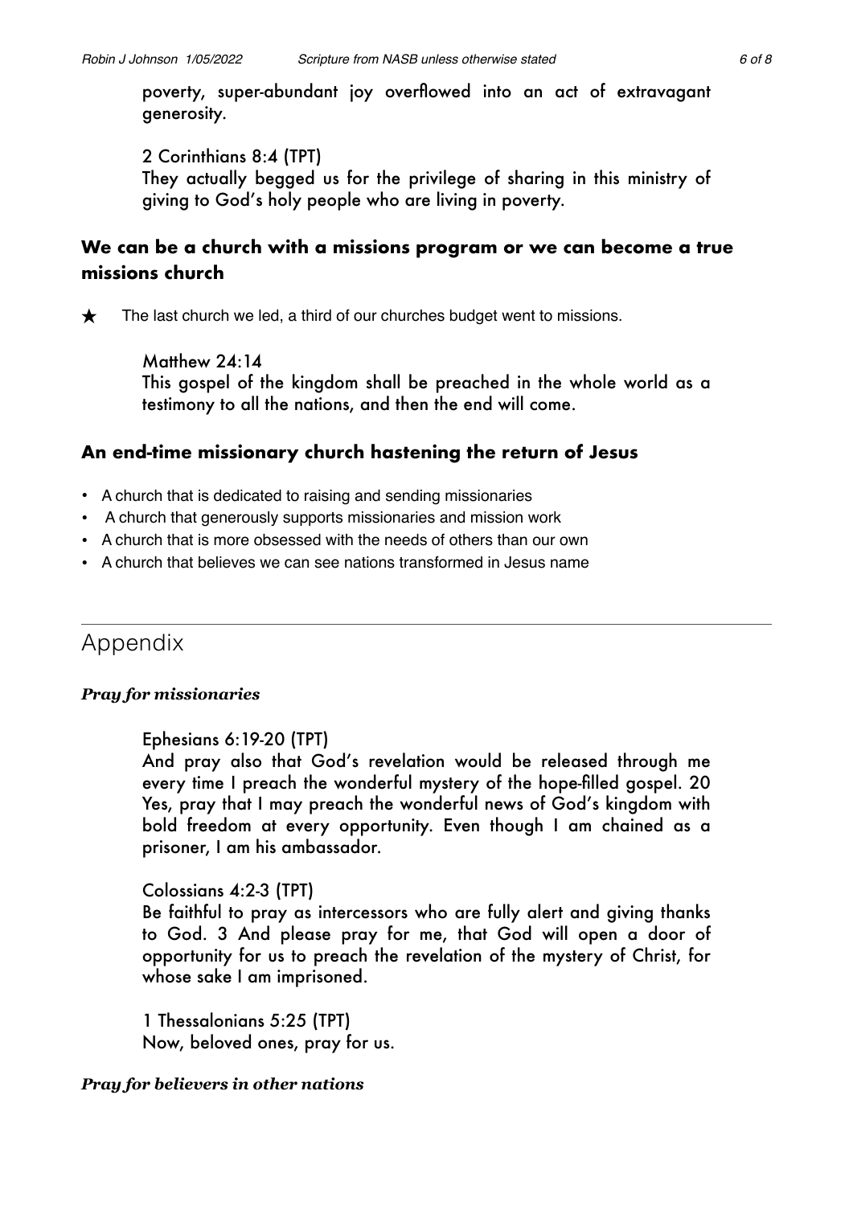poverty, super-abundant joy overflowed into an act of extravagant generosity.

2 Corinthians 8:4 (TPT)
They actually begged us for the privilege of sharing in this ministry of giving to God's holy people who are living in poverty.

### We can be a church with a missions program or we can become a true missions church

★ The last church we led, a third of our churches budget went to missions.

Matthew 24:14
This gospel of the kingdom shall be preached in the whole world as a testimony to all the nations, and then the end will come.

### An end-time missionary church hastening the return of Jesus

- A church that is dedicated to raising and sending missionaries
- A church that generously supports missionaries and mission work
- A church that is more obsessed with the needs of others than our own
- A church that believes we can see nations transformed in Jesus name

---

## Appendix

***Pray for missionaries***

Ephesians 6:19-20 (TPT)
And pray also that God's revelation would be released through me every time I preach the wonderful mystery of the hope-filled gospel. 20 Yes, pray that I may preach the wonderful news of God's kingdom with bold freedom at every opportunity. Even though I am chained as a prisoner, I am his ambassador.

Colossians 4:2-3 (TPT)
Be faithful to pray as intercessors who are fully alert and giving thanks to God. 3 And please pray for me, that God will open a door of opportunity for us to preach the revelation of the mystery of Christ, for whose sake I am imprisoned.

1 Thessalonians 5:25 (TPT)
Now, beloved ones, pray for us.

***Pray for believers in other nations***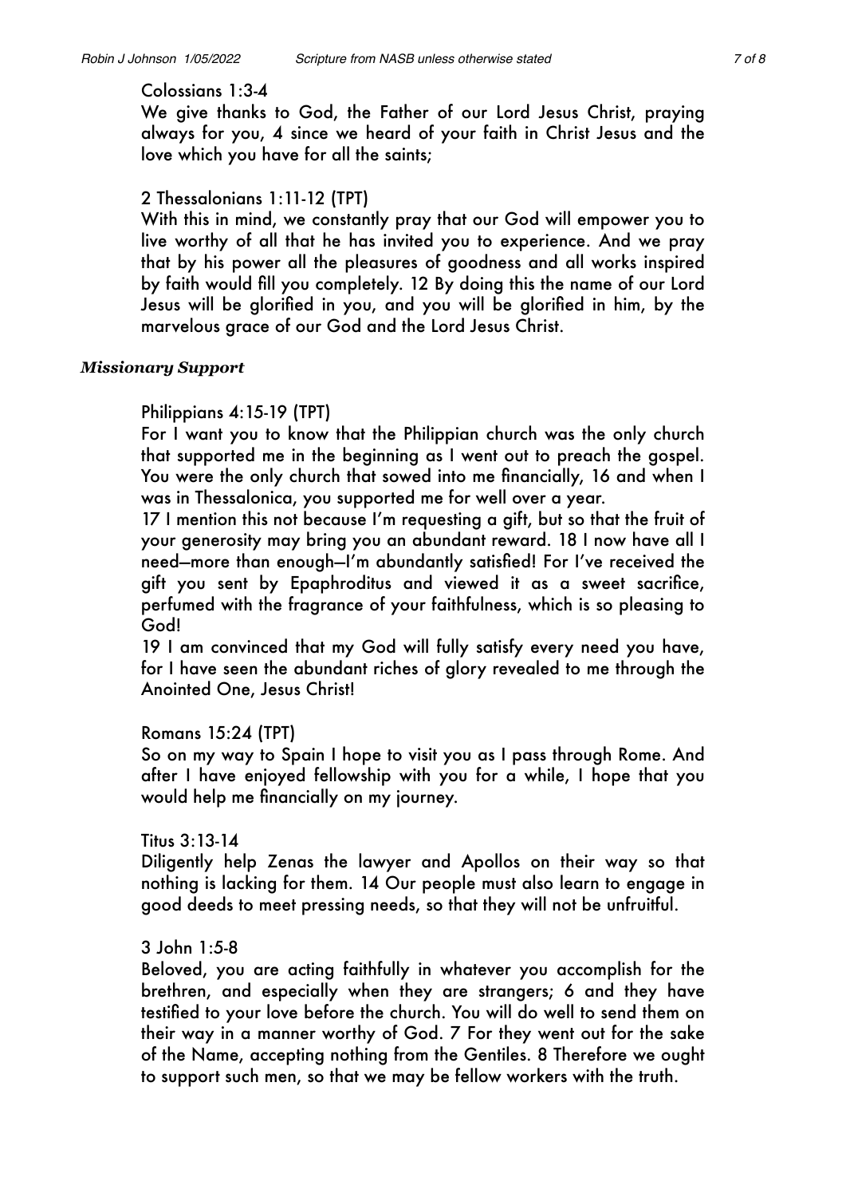Colossians 1:3-4

We give thanks to God, the Father of our Lord Jesus Christ, praying always for you, 4 since we heard of your faith in Christ Jesus and the love which you have for all the saints;

2 Thessalonians 1:11-12 (TPT)

With this in mind, we constantly pray that our God will empower you to live worthy of all that he has invited you to experience. And we pray that by his power all the pleasures of goodness and all works inspired by faith would fill you completely. 12 By doing this the name of our Lord Jesus will be glorified in you, and you will be glorified in him, by the marvelous grace of our God and the Lord Jesus Christ.

***Missionary Support***

Philippians 4:15-19 (TPT)

For I want you to know that the Philippian church was the only church that supported me in the beginning as I went out to preach the gospel. You were the only church that sowed into me financially, 16 and when I was in Thessalonica, you supported me for well over a year.

17 I mention this not because I'm requesting a gift, but so that the fruit of your generosity may bring you an abundant reward. 18 I now have all I need—more than enough—I'm abundantly satisfied! For I've received the gift you sent by Epaphroditus and viewed it as a sweet sacrifice, perfumed with the fragrance of your faithfulness, which is so pleasing to God!

19 I am convinced that my God will fully satisfy every need you have, for I have seen the abundant riches of glory revealed to me through the Anointed One, Jesus Christ!

Romans 15:24 (TPT)

So on my way to Spain I hope to visit you as I pass through Rome. And after I have enjoyed fellowship with you for a while, I hope that you would help me financially on my journey.

Titus 3:13-14

Diligently help Zenas the lawyer and Apollos on their way so that nothing is lacking for them. 14 Our people must also learn to engage in good deeds to meet pressing needs, so that they will not be unfruitful.

3 John 1:5-8

Beloved, you are acting faithfully in whatever you accomplish for the brethren, and especially when they are strangers; 6 and they have testified to your love before the church. You will do well to send them on their way in a manner worthy of God. 7 For they went out for the sake of the Name, accepting nothing from the Gentiles. 8 Therefore we ought to support such men, so that we may be fellow workers with the truth.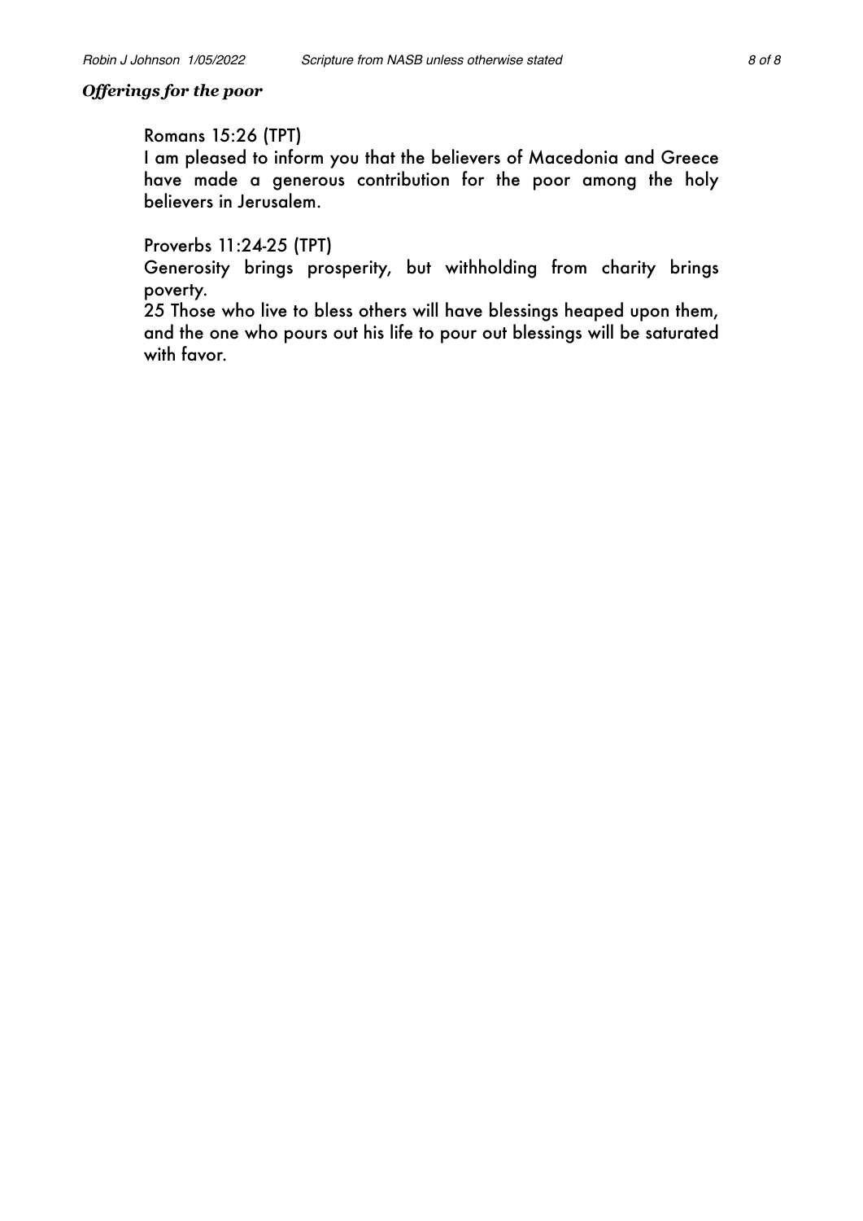***Offerings for the poor***

Romans 15:26 (TPT)
I am pleased to inform you that the believers of Macedonia and Greece have made a generous contribution for the poor among the holy believers in Jerusalem.

Proverbs 11:24-25 (TPT)
Generosity brings prosperity, but withholding from charity brings poverty.
25 Those who live to bless others will have blessings heaped upon them, and the one who pours out his life to pour out blessings will be saturated with favor.